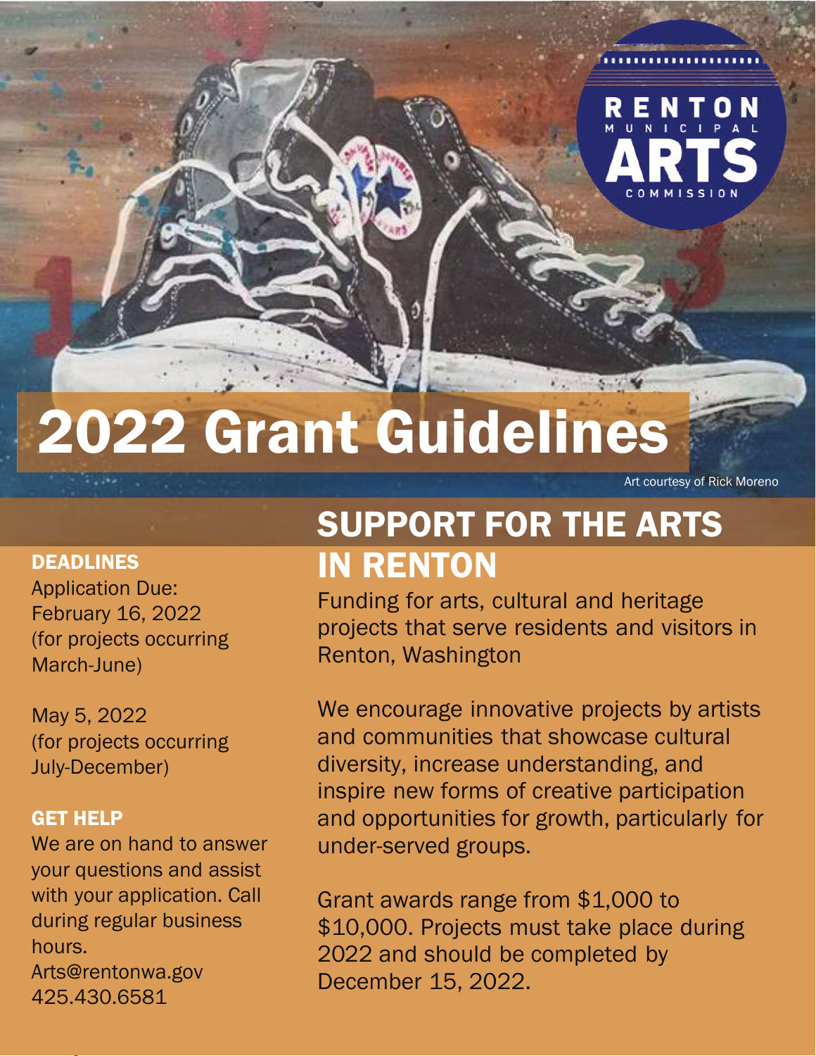RENTON MUNICIPAL ARTS COMMISSION

# 2022 Grant Guidelines

Art courtesy of Rick Moreno

## SUPPORT FOR THE ARTS IN RENTON

Funding for arts, cultural and heritage projects that serve residents and visitors in Renton, Washington

We encourage innovative projects by artists and communities that showcase cultural diversity, increase understanding, and inspire new forms of creative participation and opportunities for growth, particularly for under-served groups.

Grant awards range from $1,000 to $10,000. Projects must take place during 2022 and should be completed by December 15, 2022.

### DEADLINES

Application Due:
February 16, 2022
(for projects occurring March-June)

May 5, 2022
(for projects occurring July-December)

### GET HELP

We are on hand to answer your questions and assist with your application. Call during regular business hours.
Arts@rentonwa.gov
425.430.6581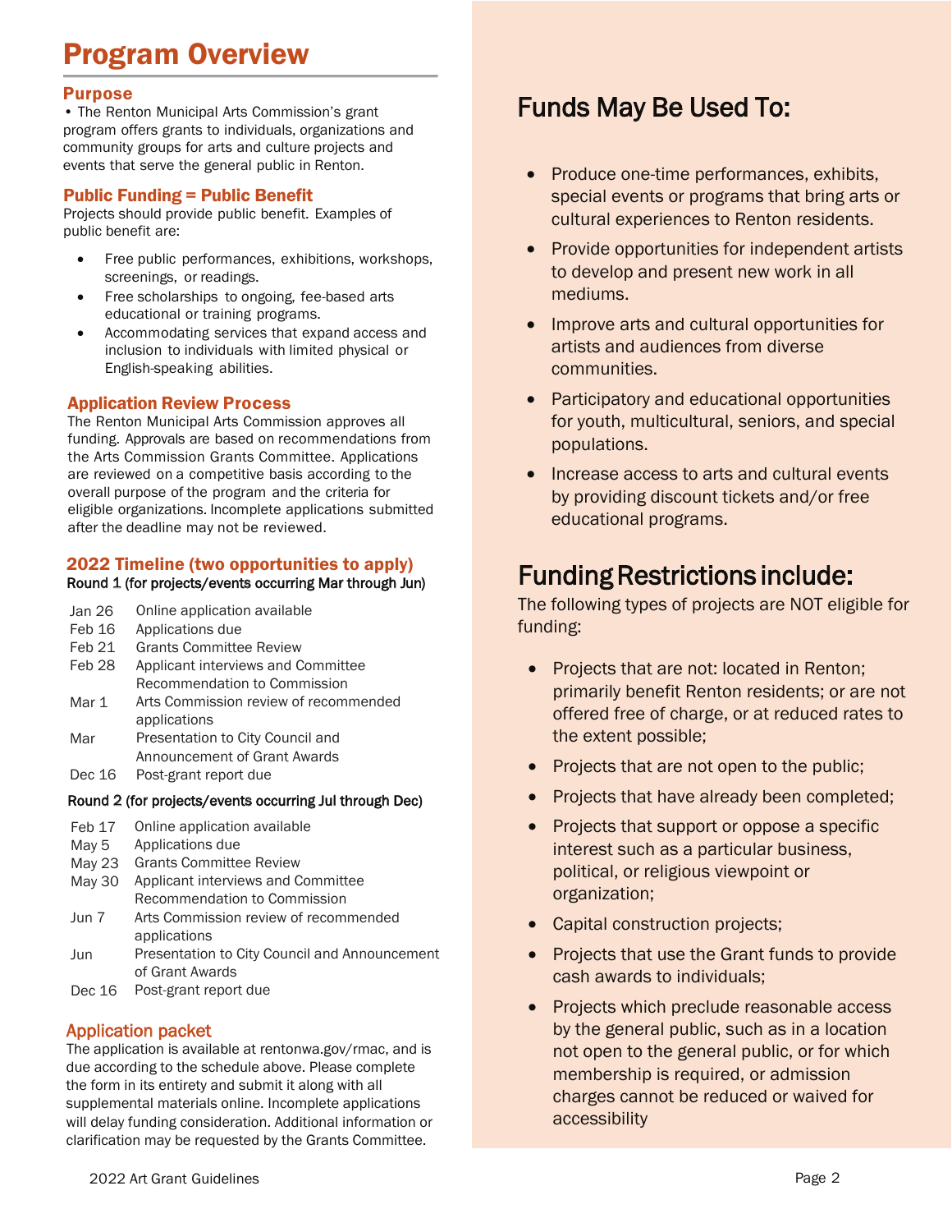# Program Overview

## Purpose

• The Renton Municipal Arts Commission's grant program offers grants to individuals, organizations and community groups for arts and culture projects and events that serve the general public in Renton.

## Public Funding = Public Benefit

Projects should provide public benefit. Examples of public benefit are:

- Free public performances, exhibitions, workshops, screenings, or readings.
- Free scholarships to ongoing, fee-based arts educational or training programs.
- Accommodating services that expand access and inclusion to individuals with limited physical or English-speaking abilities.

## Application Review Process

The Renton Municipal Arts Commission approves all funding. Approvals are based on recommendations from the Arts Commission Grants Committee. Applications are reviewed on a competitive basis according to the overall purpose of the program and the criteria for eligible organizations. Incomplete applications submitted after the deadline may not be reviewed.

## 2022 Timeline (two opportunities to apply)

**Round 1 (for projects/events occurring Mar through Jun)**

| | |
|---|---|
| Jan 26 | Online application available |
| Feb 16 | Applications due |
| Feb 21 | Grants Committee Review |
| Feb 28 | Applicant interviews and Committee Recommendation to Commission |
| Mar 1 | Arts Commission review of recommended applications |
| Mar | Presentation to City Council and Announcement of Grant Awards |
| Dec 16 | Post-grant report due |

**Round 2 (for projects/events occurring Jul through Dec)**

| | |
|---|---|
| Feb 17 | Online application available |
| May 5 | Applications due |
| May 23 | Grants Committee Review |
| May 30 | Applicant interviews and Committee Recommendation to Commission |
| Jun 7 | Arts Commission review of recommended applications |
| Jun | Presentation to City Council and Announcement of Grant Awards |
| Dec 16 | Post-grant report due |

## Application packet

The application is available at rentonwa.gov/rmac, and is due according to the schedule above. Please complete the form in its entirety and submit it along with all supplemental materials online. Incomplete applications will delay funding consideration. Additional information or clarification may be requested by the Grants Committee.

# Funds May Be Used To:

- Produce one-time performances, exhibits, special events or programs that bring arts or cultural experiences to Renton residents.
- Provide opportunities for independent artists to develop and present new work in all mediums.
- Improve arts and cultural opportunities for artists and audiences from diverse communities.
- Participatory and educational opportunities for youth, multicultural, seniors, and special populations.
- Increase access to arts and cultural events by providing discount tickets and/or free educational programs.

# Funding Restrictions include:

The following types of projects are NOT eligible for funding:

- Projects that are not: located in Renton; primarily benefit Renton residents; or are not offered free of charge, or at reduced rates to the extent possible;
- Projects that are not open to the public;
- Projects that have already been completed;
- Projects that support or oppose a specific interest such as a particular business, political, or religious viewpoint or organization;
- Capital construction projects;
- Projects that use the Grant funds to provide cash awards to individuals;
- Projects which preclude reasonable access by the general public, such as in a location not open to the general public, or for which membership is required, or admission charges cannot be reduced or waived for accessibility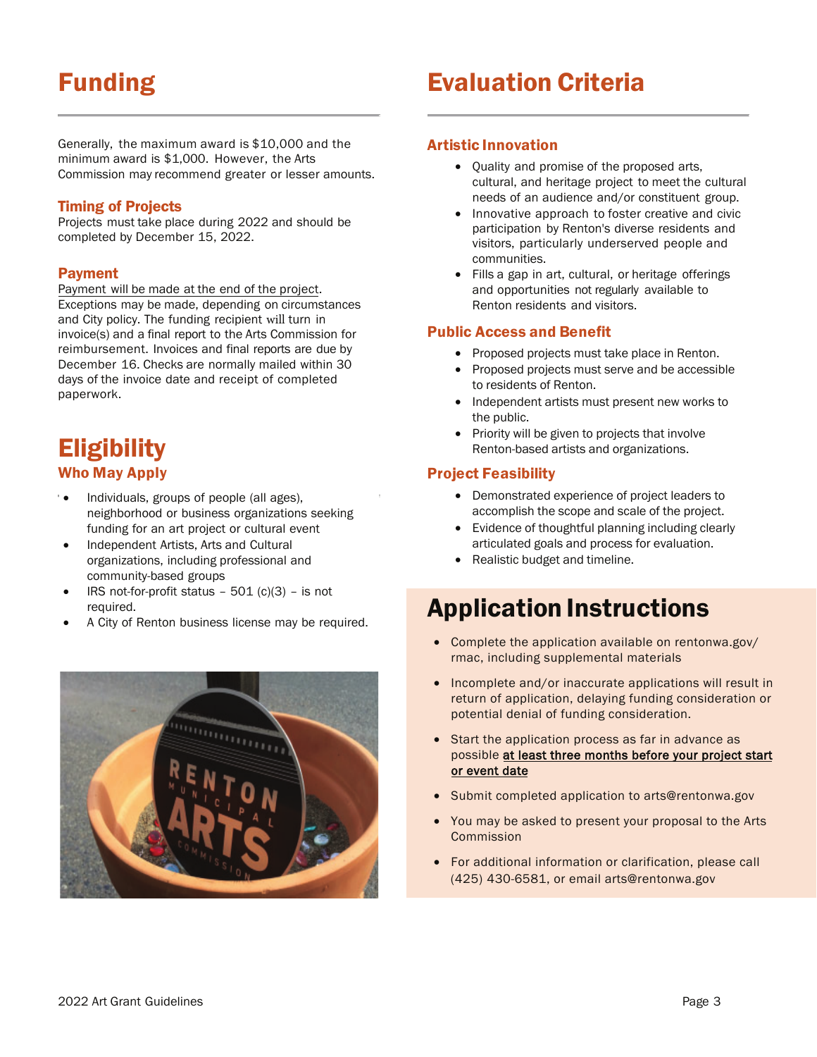# Funding

Generally, the maximum award is $10,000 and the minimum award is $1,000. However, the Arts Commission may recommend greater or lesser amounts.

### Timing of Projects

Projects must take place during 2022 and should be completed by December 15, 2022.

### Payment

Payment will be made at the end of the project. Exceptions may be made, depending on circumstances and City policy. The funding recipient will turn in invoice(s) and a final report to the Arts Commission for reimbursement. Invoices and final reports are due by December 16. Checks are normally mailed within 30 days of the invoice date and receipt of completed paperwork.

# Eligibility

### Who May Apply

- Individuals, groups of people (all ages), neighborhood or business organizations seeking funding for an art project or cultural event
- Independent Artists, Arts and Cultural organizations, including professional and community-based groups
- IRS not-for-profit status – 501 (c)(3) – is not required.
- A City of Renton business license may be required.

# Evaluation Criteria

### Artistic Innovation

- Quality and promise of the proposed arts, cultural, and heritage project to meet the cultural needs of an audience and/or constituent group.
- Innovative approach to foster creative and civic participation by Renton's diverse residents and visitors, particularly underserved people and communities.
- Fills a gap in art, cultural, or heritage offerings and opportunities not regularly available to Renton residents and visitors.

### Public Access and Benefit

- Proposed projects must take place in Renton.
- Proposed projects must serve and be accessible to residents of Renton.
- Independent artists must present new works to the public.
- Priority will be given to projects that involve Renton-based artists and organizations.

### Project Feasibility

- Demonstrated experience of project leaders to accomplish the scope and scale of the project.
- Evidence of thoughtful planning including clearly articulated goals and process for evaluation.
- Realistic budget and timeline.

# Application Instructions

- Complete the application available on rentonwa.gov/ rmac, including supplemental materials
- Incomplete and/or inaccurate applications will result in return of application, delaying funding consideration or potential denial of funding consideration.
- Start the application process as far in advance as possible **at least three months before your project start or event date**
- Submit completed application to arts@rentonwa.gov
- You may be asked to present your proposal to the Arts Commission
- For additional information or clarification, please call (425) 430-6581, or email arts@rentonwa.gov